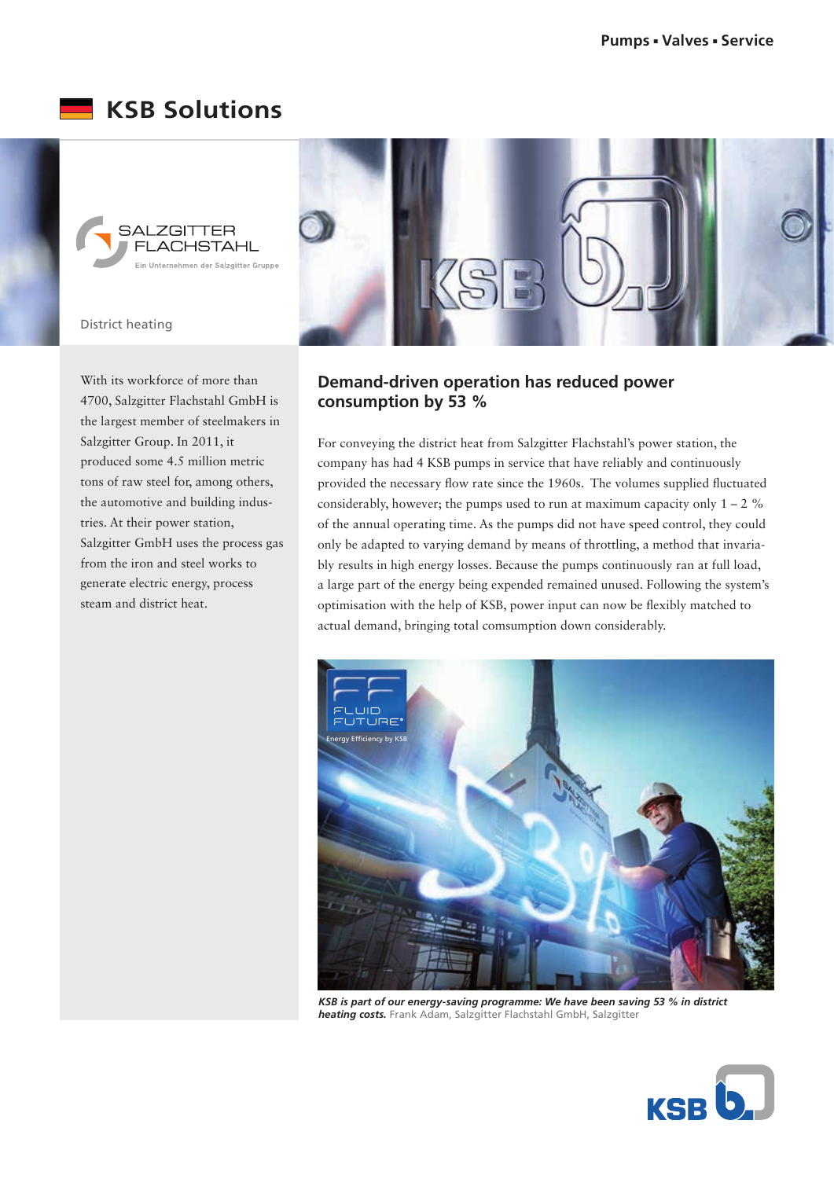Pumps ▪ Valves ▪ Service

# KSB Solutions

SALZGITTER FLACHSTAHL
Ein Unternehmen der Salzgitter Gruppe

District heating

With its workforce of more than 4700, Salzgitter Flachstahl GmbH is the largest member of steelmakers in Salzgitter Group. In 2011, it produced some 4.5 million metric tons of raw steel for, among others, the automotive and building industries. At their power station, Salzgitter GmbH uses the process gas from the iron and steel works to generate electric energy, process steam and district heat.

## Demand-driven operation has reduced power consumption by 53 %

For conveying the district heat from Salzgitter Flachstahl's power station, the company has had 4 KSB pumps in service that have reliably and continuously provided the necessary flow rate since the 1960s. The volumes supplied fluctuated considerably, however; the pumps used to run at maximum capacity only 1 – 2 % of the annual operating time. As the pumps did not have speed control, they could only be adapted to varying demand by means of throttling, a method that invariably results in high energy losses. Because the pumps continuously ran at full load, a large part of the energy being expended remained unused. Following the system's optimisation with the help of KSB, power input can now be flexibly matched to actual demand, bringing total comsumption down considerably.

***KSB is part of our energy-saving programme: We have been saving 53 % in district heating costs.*** Frank Adam, Salzgitter Flachstahl GmbH, Salzgitter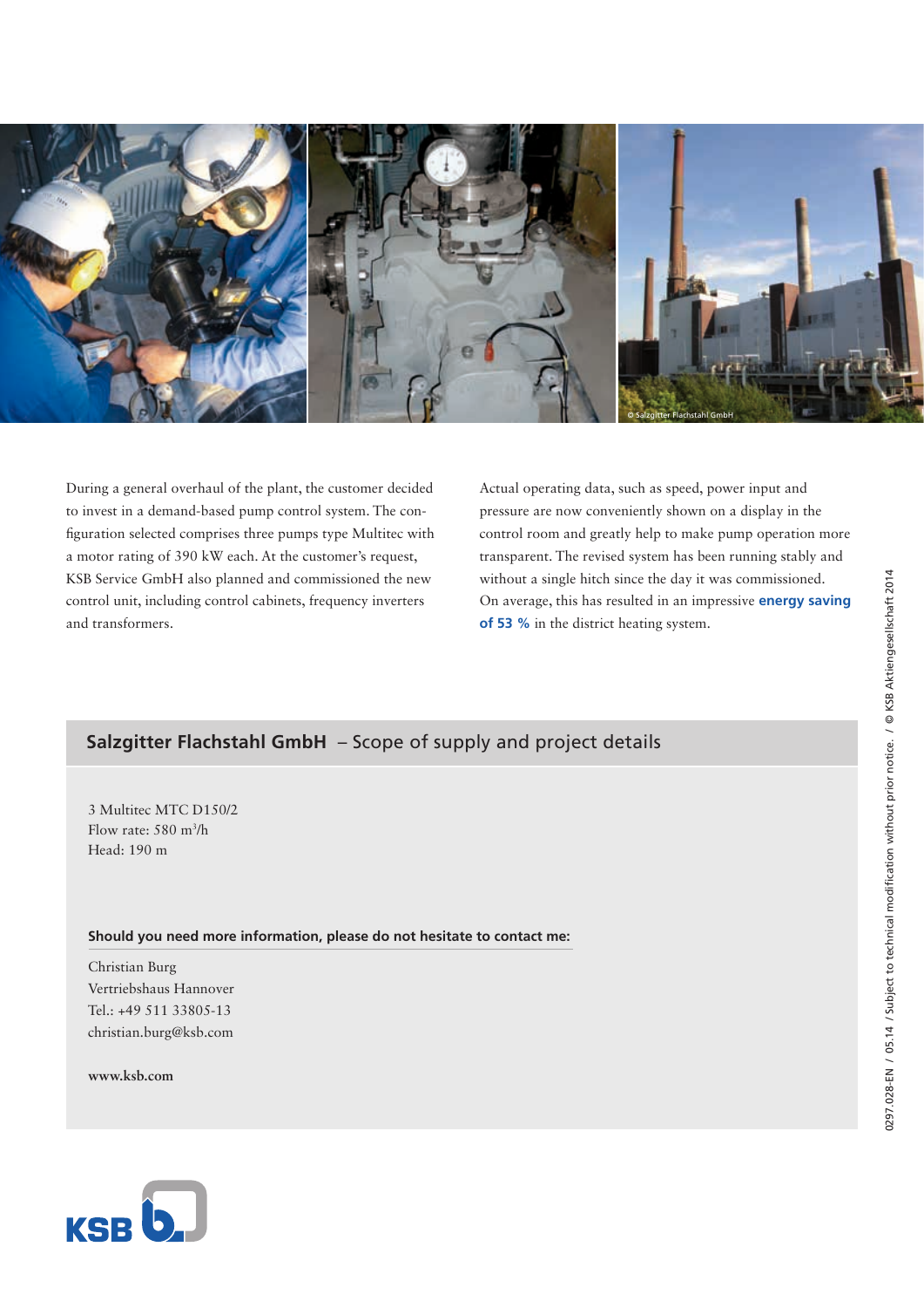During a general overhaul of the plant, the customer decided to invest in a demand-based pump control system. The configuration selected comprises three pumps type Multitec with a motor rating of 390 kW each. At the customer's request, KSB Service GmbH also planned and commissioned the new control unit, including control cabinets, frequency inverters and transformers.

Actual operating data, such as speed, power input and pressure are now conveniently shown on a display in the control room and greatly help to make pump operation more transparent. The revised system has been running stably and without a single hitch since the day it was commissioned. On average, this has resulted in an impressive **energy saving of 53 %** in the district heating system.

## **Salzgitter Flachstahl GmbH** – Scope of supply and project details

3 Multitec MTC D150/2
Flow rate: 580 m³/h
Head: 190 m

**Should you need more information, please do not hesitate to contact me:**

Christian Burg
Vertriebshaus Hannover
Tel.: +49 511 33805-13
christian.burg@ksb.com

**www.ksb.com**

0297.028-EN / 05.14 / Subject to technical modification without prior notice. / © KSB Aktiengesellschaft 2014